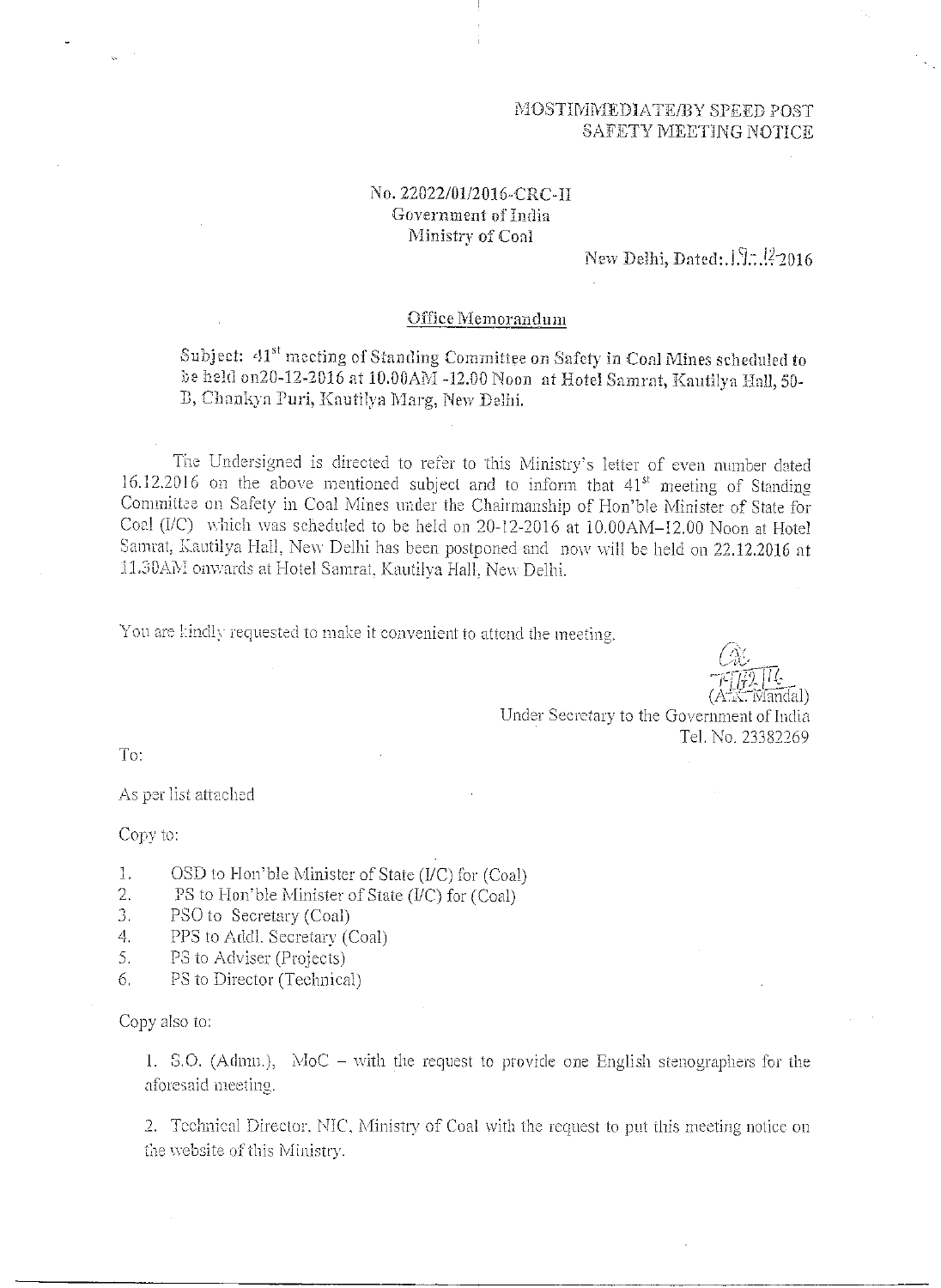MOSTIMMEDIATE/BY SPEED POST
SAFETY MEETING NOTICE

No. 22022/01/2016-CRC-II
Government of India
Ministry of Coal

New Delhi, Dated: 19.12.2016

## Office Memorandum

Subject: 41st meeting of Standing Committee on Safety in Coal Mines scheduled to be held on20-12-2016 at 10.00AM -12.00 Noon at Hotel Samrat, Kautilya Hall, 50-B, Chankya Puri, Kautilya Marg, New Delhi.

The Undersigned is directed to refer to this Ministry's letter of even number dated 16.12.2016 on the above mentioned subject and to inform that 41st meeting of Standing Committee on Safety in Coal Mines under the Chairmanship of Hon'ble Minister of State for Coal (I/C) which was scheduled to be held on 20-12-2016 at 10.00AM–12.00 Noon at Hotel Samrat, Kautilya Hall, New Delhi has been postponed and now will be held on 22.12.2016 at 11.30AM onwards at Hotel Samrat, Kautilya Hall, New Delhi.

You are kindly requested to make it convenient to attend the meeting.

(A.K. Mandal)
Under Secretary to the Government of India
Tel. No. 23382269

To:

As per list attached

Copy to:

1. OSD to Hon'ble Minister of State (I/C) for (Coal)
2. PS to Hon'ble Minister of State (I/C) for (Coal)
3. PSO to Secretary (Coal)
4. PPS to Addl. Secretary (Coal)
5. PS to Adviser (Projects)
6. PS to Director (Technical)

Copy also to:

1. S.O. (Admn.), MoC – with the request to provide one English stenographers for the aforesaid meeting.

2. Technical Director, NIC, Ministry of Coal with the request to put this meeting notice on the website of this Ministry.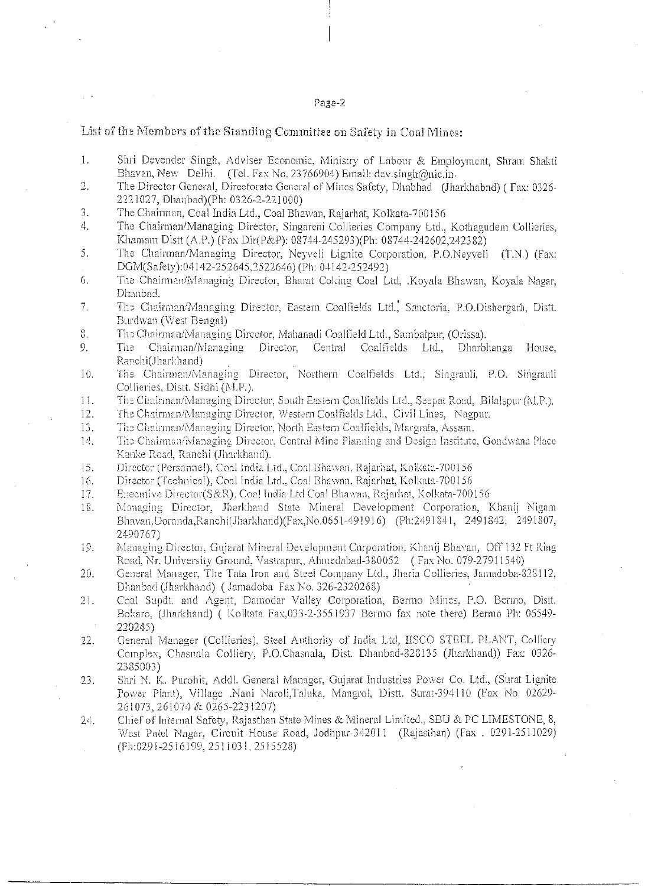List of the Members of the Standing Committee on Safety in Coal Mines:

1. Shri Devender Singh, Adviser Economic, Ministry of Labour & Employment, Shram Shakti Bhavan, New Delhi. (Tel. Fax No. 23766904) Email: dev.singh@nic.in.
2. The Director General, Directorate General of Mines Safety, Dhabhad (Jharkhabnd) ( Fax: 0326-2221027, Dhanbad)(Ph: 0326-2-221000)
3. The Chairman, Coal India Ltd., Coal Bhawan, Rajarhat, Kolkata-700156
4. The Chairman/Managing Director, Singareni Collieries Company Ltd., Kothagudem Collieries, Khamam Distt (A.P.) (Fax Dir(P&P): 08744-245293)(Ph: 08744-242602,242382)
5. The Chairman/Managing Director, Neyveli Lignite Corporation, P.O.Neyveli (T.N.) (Fax: DGM(Safety):04142-252645,2522646) (Ph: 04142-252492)
6. The Chairman/Managing Director, Bharat Coking Coal Ltd, .Koyala Bhawan, Koyala Nagar, Dhanbad.
7. The Chairman/Managing Director, Eastern Coalfields Ltd., Sanctoria, P.O.Dishergarh, Distt. Burdwan (West Bengal)
8. The Chairman/Managing Director, Mahanadi Coalfield Ltd., Sambalpur, (Orissa).
9. The Chairman/Managing Director, Central Coalfields Ltd., Dharbhanga House, Ranchi(Jharkhand)
10. The Chairman/Managing Director, Northern Coalfields Ltd., Singrauli, P.O. Singrauli Collieries, Distt. Sidhi (M.P.).
11. The Chairman/Managing Director, South Eastern Coalfields Ltd., Seepat Road, Bilalspur (M.P.).
12. The Chairman/Managing Director, Western Coalfields Ltd., Civil Lines, Nagpur.
13. The Chairman/Managing Director, North Eastern Coalfields, Margrata, Assam.
14. The Chairman/Managing Director, Central Mine Planning and Design Institute, Gondwana Place Kanke Road, Ranchi (Jharkhand).
15. Director (Personnel), Coal India Ltd., Coal Bhawan, Rajarhat, Kolkata-700156
16. Director (Technical), Coal India Ltd., Coal Bhawan, Rajarhat, Kolkata-700156
17. Executive Director(S&R), Coal India Ltd Coal Bhawan, Rajarhat, Kolkata-700156
18. Managing Director, Jharkhand State Mineral Development Corporation, Khanij Nigam Bhavan,Doranda,Ranchi(Jharkhand)(Fax,No.0651-491916) (Ph:2491841, 2491842, 2491807, 2490767)
19. Managing Director, Gujarat Mineral Development Corporation, Khanij Bhavan, Off 132 Ft Ring Road, Nr. University Ground, Vastrapur,, Ahmedabad-380052 ( Fax No. 079-27911540)
20. General Manager, The Tata Iron and Steel Company Ltd., Jharia Collieries, Jamadoba-828112, Dhanbad (Jharkhand) ( Jamadoba Fax No. 326-2320268)
21. Coal Supdt. and Agent, Damodar Valley Corporation, Bermo Mines, P.O. Bermo, Distt. Bokaro, (Jharkhand) ( Kolkata Fax,033-2-3551937 Bermo fax note there) Bermo Ph: 06549-220245)
22. General Manager (Collieries), Steel Authority of India Ltd, IISCO STEEL PLANT, Colliery Complex, Chasnala Colliery, P.O.Chasnala, Dist. Dhanbad-828135 (Jharkhand)) Fax: 0326-2385003)
23. Shri N. K. Purohit, Addl. General Manager, Gujarat Industries Power Co. Ltd., (Surat Lignite Power Plant), Village .Nani Naroli,Taluka, Mangrol, Distt. Surat-394110 (Fax No. 02629-261073, 261074 & 0265-2231207)
24. Chief of Internal Safety, Rajasthan State Mines & Mineral Limited., SBU & PC LIMESTONE, 8, West Patel Nagar, Circuit House Road, Jodhpur-342011 (Rajasthan) (Fax . 0291-2511029) (Ph:0291-2516199, 2511031, 2515528)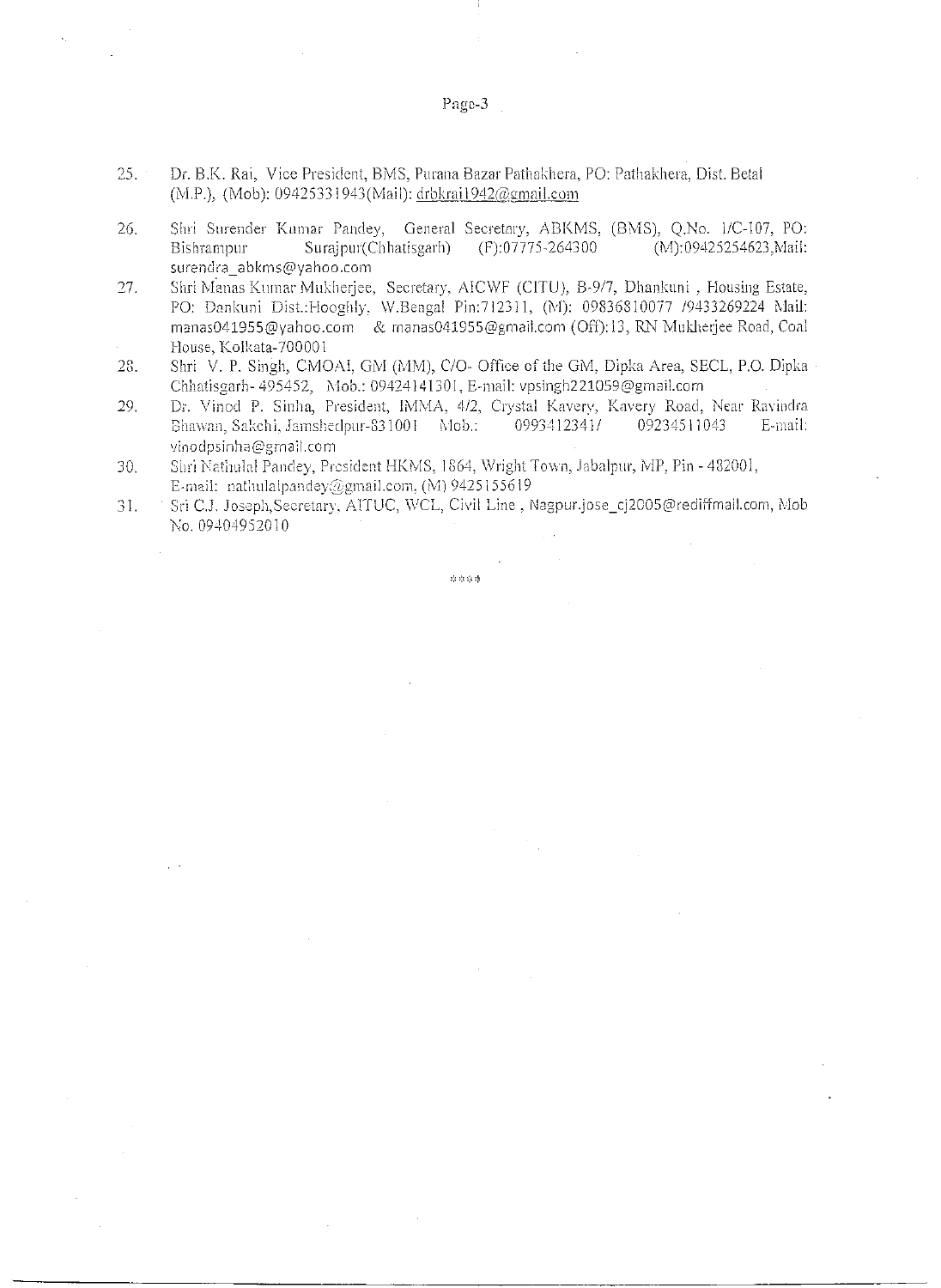25. Dr. B.K. Rai, Vice President, BMS, Purana Bazar Pathakhera, PO: Pathakhera, Dist. Betal (M.P.), (Mob): 09425331943(Mail): drbkrai1942@gmail.com
26. Shri Surender Kumar Pandey, General Secretary, ABKMS, (BMS), Q.No. 1/C-107, PO: Bishrampur Surajpur(Chhatisgarh) (F):07775-264300 (M):09425254623,Mail: surendra_abkms@yahoo.com
27. Shri Manas Kumar Mukherjee, Secretary, AICWF (CITU), B-9/7, Dhankuni , Housing Estate, PO: Dankuni Dist.:Hooghly, W.Bengal Pin:712311, (M): 09836810077 /9433269224 Mail: manas041955@yahoo.com & manas041955@gmail.com (Off):13, RN Mukherjee Road, Coal House, Kolkata-700001
28. Shri V. P. Singh, CMOAI, GM (MM), C/O- Office of the GM, Dipka Area, SECL, P.O. Dipka Chhatisgarh- 495452, Mob.: 09424141301, E-mail: vpsingh221059@gmail.com
29. Dr. Vinod P. Sinha, President, IMMA, 4/2, Crystal Kavery, Kavery Road, Near Ravindra Bhawan, Sakchi, Jamshedpur-831001 Mob.: 0993412341/ 09234511043 E-mail: vinodpsinha@gmail.com
30. Shri Nathulal Pandey, President HKMS, 1864, Wright Town, Jabalpur, MP, Pin - 482001, E-mail: nathulalpandey@gmail.com, (M) 9425155619
31. Sri C.J. Joseph,Secretary, AITUC, WCL, Civil Line , Nagpur.jose_cj2005@rediffmail.com, Mob No. 09404952010

****